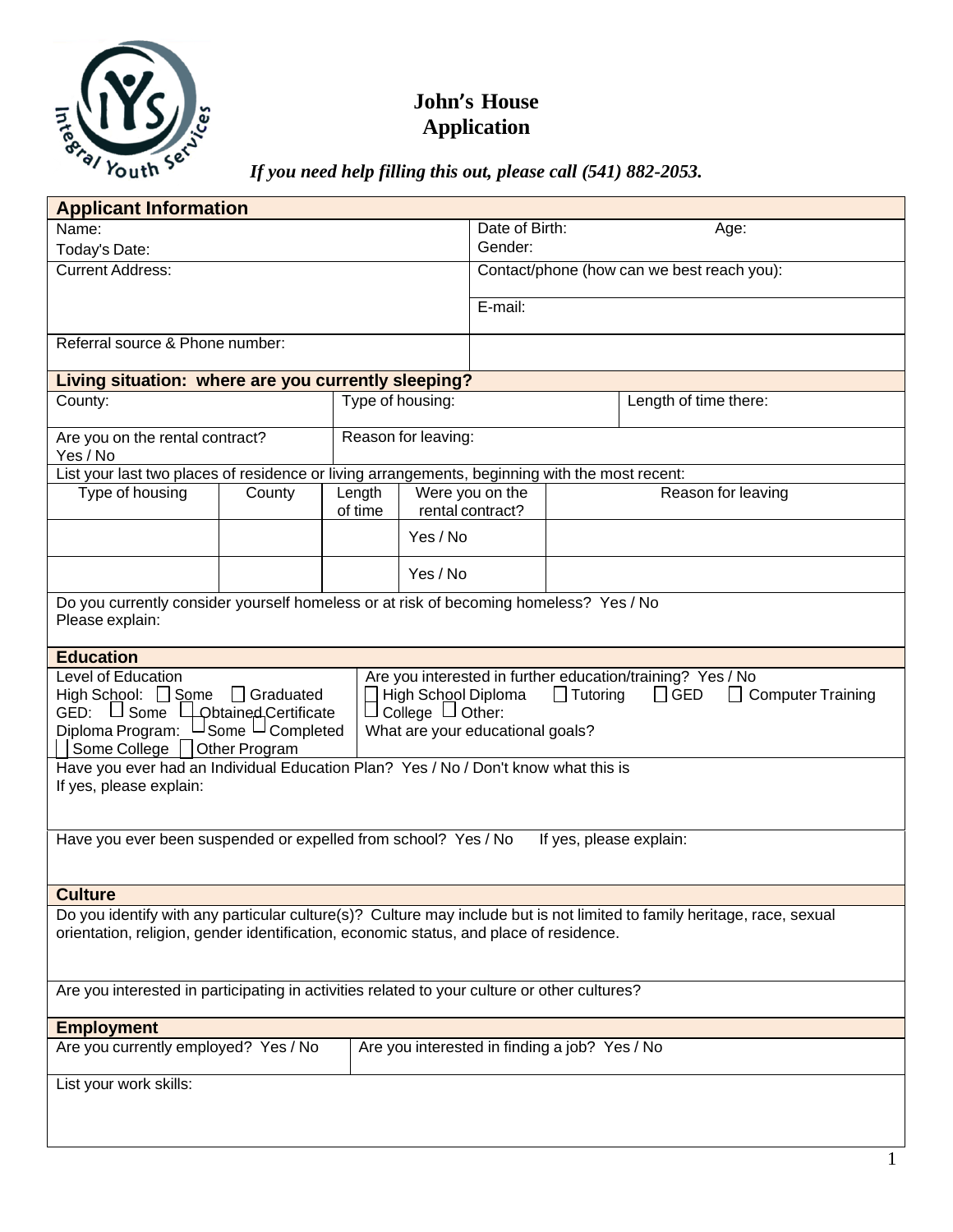# John's House Application

***If you need help filling this out, please call (541) 882-2053.***

## Applicant Information

| | |
|---|---|
| Name: <br> Today's Date: | Date of Birth: Age: <br> Gender: |
| Current Address: | Contact/phone (how can we best reach you): <br><br> E-mail: |
| Referral source & Phone number: | |

## Living situation: where are you currently sleeping?

| | | |
|---|---|---|
| County: | Type of housing: | Length of time there: |
| Are you on the rental contract? <br> Yes / No | Reason for leaving: | |

List your last two places of residence or living arrangements, beginning with the most recent:

| Type of housing | County | Length of time | Were you on the rental contract? | Reason for leaving |
|---|---|---|---|---|
| | | | Yes / No | |
| | | | Yes / No | |

Do you currently consider yourself homeless or at risk of becoming homeless? Yes / No
Please explain:

## Education

| | |
|---|---|
| Level of Education <br> High School: ☐ Some ☐ Graduated <br> GED: ☐ Some ☐ Obtained Certificate <br> Diploma Program: ☐ Some ☐ Completed <br> ☐ Some College ☐ Other Program | Are you interested in further education/training? Yes / No <br> ☐ High School Diploma ☐ Tutoring ☐ GED ☐ Computer Training <br> ☐ College ☐ Other: <br> What are your educational goals? |

Have you ever had an Individual Education Plan? Yes / No / Don't know what this is
If yes, please explain:

Have you ever been suspended or expelled from school? Yes / No If yes, please explain:

## Culture

Do you identify with any particular culture(s)? Culture may include but is not limited to family heritage, race, sexual orientation, religion, gender identification, economic status, and place of residence.

Are you interested in participating in activities related to your culture or other cultures?

## Employment

| | |
|---|---|
| Are you currently employed? Yes / No | Are you interested in finding a job? Yes / No |

List your work skills: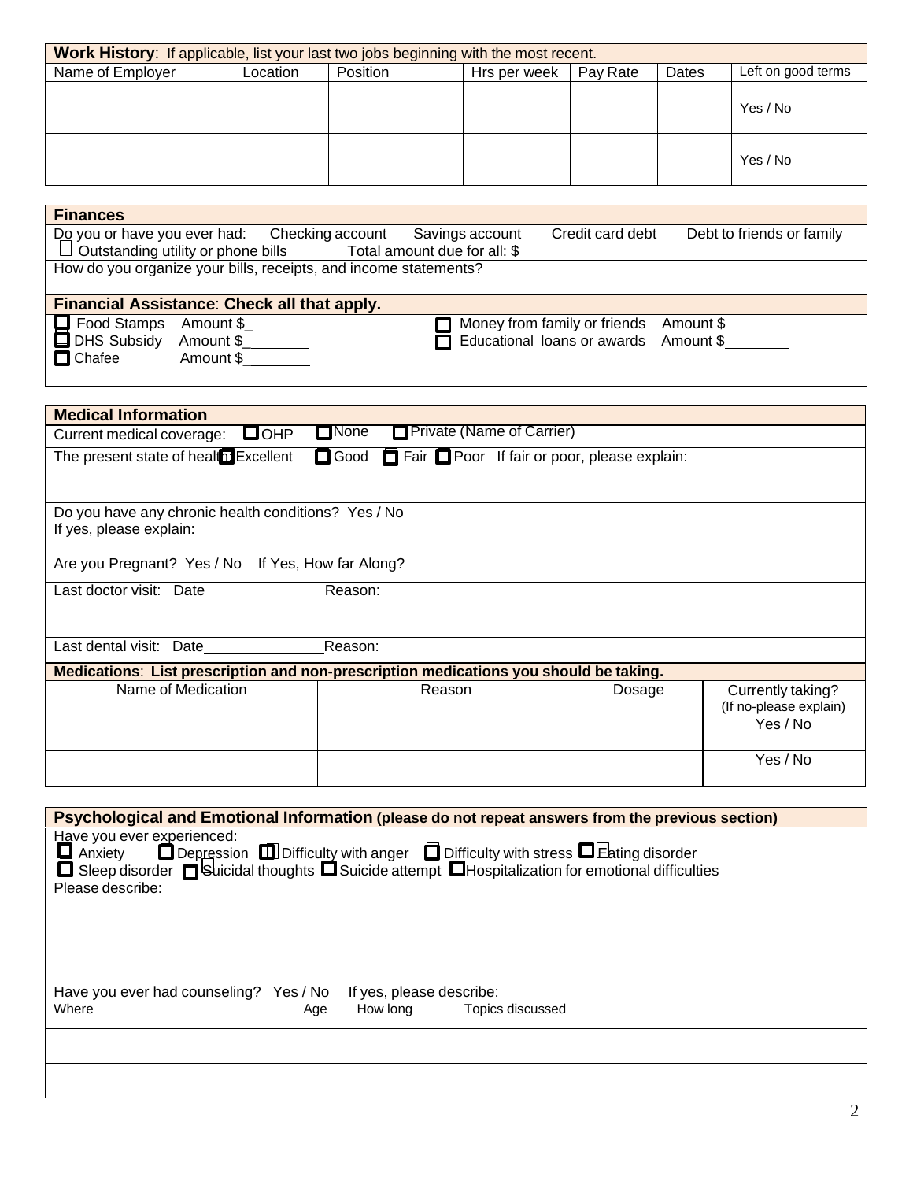## Work History: If applicable, list your last two jobs beginning with the most recent.

| Name of Employer | Location | Position | Hrs per week | Pay Rate | Dates | Left on good terms |
|---|---|---|---|---|---|---|
| | | | | | | Yes / No |
| | | | | | | Yes / No |

## Finances

Do you or have you ever had: Checking account Savings account Credit card debt Debt to friends or family

☐ Outstanding utility or phone bills Total amount due for all: $

How do you organize your bills, receipts, and income statements?

### Financial Assistance: Check all that apply.

☐ Food Stamps Amount $________
☐ DHS Subsidy Amount $________
☐ Chafee Amount $________
☐ Money from family or friends Amount $________
☐ Educational loans or awards Amount $________

## Medical Information

Current medical coverage: ☐ OHP ☐ None ☐ Private (Name of Carrier)

The present state of health: ☐ Excellent ☐ Good ☐ Fair ☐ Poor If fair or poor, please explain:

Do you have any chronic health conditions? Yes / No
If yes, please explain:

Are you Pregnant? Yes / No If Yes, How far Along?

Last doctor visit: Date______________ Reason:

Last dental visit: Date______________ Reason:

### Medications: List prescription and non-prescription medications you should be taking.

| Name of Medication | Reason | Dosage | Currently taking? (If no-please explain) |
|---|---|---|---|
| | | | Yes / No |
| | | | Yes / No |

## Psychological and Emotional Information (please do not repeat answers from the previous section)

Have you ever experienced:

☐ Anxiety ☐ Depression ☐ Difficulty with anger ☐ Difficulty with stress ☐ Eating disorder
☐ Sleep disorder ☐ Suicidal thoughts ☐ Suicide attempt ☐ Hospitalization for emotional difficulties

Please describe:

Have you ever had counseling? Yes / No If yes, please describe:

| Where | Age | How long | Topics discussed |
|---|---|---|---|
| | | | |
| | | | |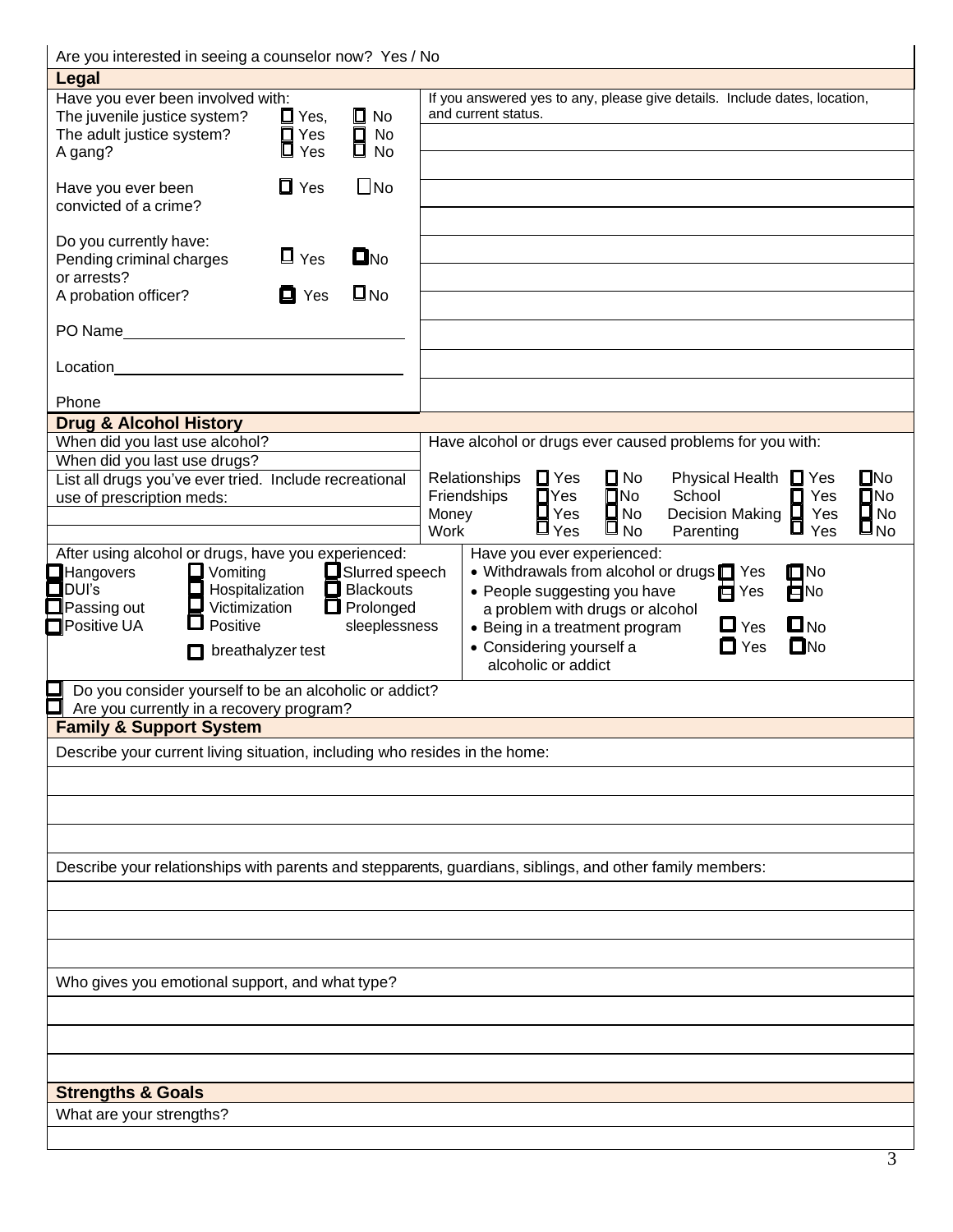Are you interested in seeing a counselor now? Yes / No

## Legal

Have you ever been involved with:

- The juvenile justice system? ☐ Yes, ☐ No
- The adult justice system? ☐ Yes ☐ No
- A gang? ☐ Yes ☐ No

Have you ever been convicted of a crime? ☐ Yes ☐ No

Do you currently have:

- Pending criminal charges or arrests? ☐ Yes ☐ No
- A probation officer? ☐ Yes ☐ No

PO Name\_\_\_\_\_\_\_\_\_\_\_\_\_\_\_\_\_\_\_\_\_\_\_\_\_\_\_\_\_\_

Location\_\_\_\_\_\_\_\_\_\_\_\_\_\_\_\_\_\_\_\_\_\_\_\_\_\_\_\_\_\_

Phone

If you answered yes to any, please give details. Include dates, location, and current status.

## Drug & Alcohol History

When did you last use alcohol?

When did you last use drugs?

List all drugs you've ever tried. Include recreational use of prescription meds:

Have alcohol or drugs ever caused problems for you with:

| | | | | | |
|---|---|---|---|---|---|
| Relationships | ☐ Yes | ☐ No | Physical Health | ☐ Yes | ☐ No |
| Friendships | ☐ Yes | ☐ No | School | ☐ Yes | ☐ No |
| Money | ☐ Yes | ☐ No | Decision Making | ☐ Yes | ☐ No |
| Work | ☐ Yes | ☐ No | Parenting | ☐ Yes | ☐ No |

After using alcohol or drugs, have you experienced:

| | | |
|---|---|---|
| ☐ Hangovers | ☐ Vomiting | ☐ Slurred speech |
| ☐ DUI's | ☐ Hospitalization | ☐ Blackouts |
| ☐ Passing out | ☐ Victimization | ☐ Prolonged sleeplessness |
| ☐ Positive UA | ☐ Positive breathalyzer test | |

Have you ever experienced:

- Withdrawals from alcohol or drugs ☐ Yes ☐ No
- People suggesting you have a problem with drugs or alcohol ☐ Yes ☐ No
- Being in a treatment program ☐ Yes ☐ No
- Considering yourself a alcoholic or addict ☐ Yes ☐ No

☐ Do you consider yourself to be an alcoholic or addict?

☐ Are you currently in a recovery program?

## Family & Support System

Describe your current living situation, including who resides in the home:

Describe your relationships with parents and stepparents, guardians, siblings, and other family members:

Who gives you emotional support, and what type?

## Strengths & Goals

What are your strengths?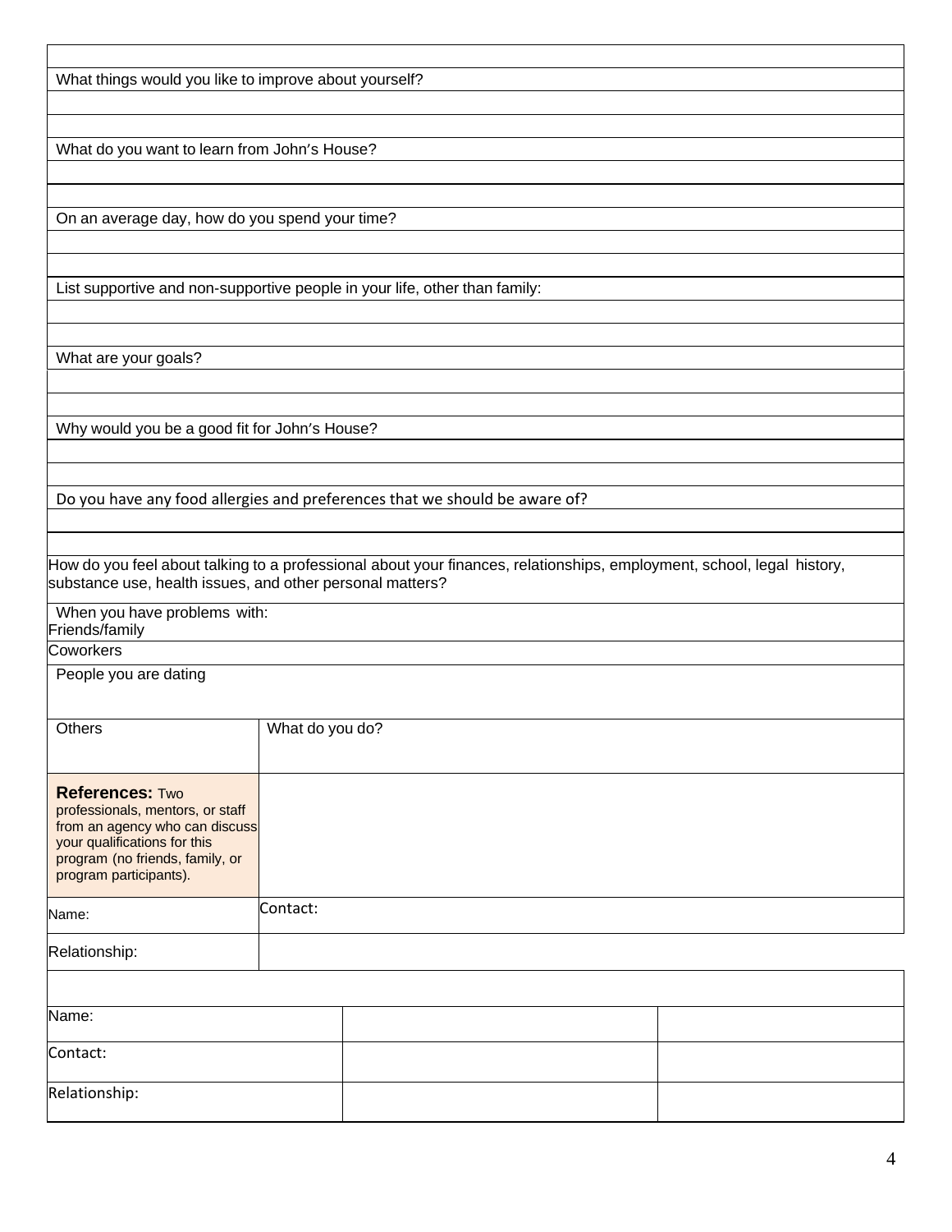| |
|---|
| What things would you like to improve about yourself? |
| |
| |
| What do you want to learn from John's House? |
| |
| |
| On an average day, how do you spend your time? |
| |
| |
| List supportive and non-supportive people in your life, other than family: |
| |
| |
| What are your goals? |
| |
| |
| Why would you be a good fit for John's House? |
| |
| |
| Do you have any food allergies and preferences that we should be aware of? |
| |
| |
| How do you feel about talking to a professional about your finances, relationships, employment, school, legal history, substance use, health issues, and other personal matters? |

| When you have problems with: Friends/family | |
|---|---|
| Coworkers | |
| People you are dating | |
| Others | What do you do? |
| **References:** Two professionals, mentors, or staff from an agency who can discuss your qualifications for this program (no friends, family, or program participants). | |
| Name: | Contact: |
| Relationship: | |

| | | |
|---|---|---|
| Name: | | |
| Contact: | | |
| Relationship: | | |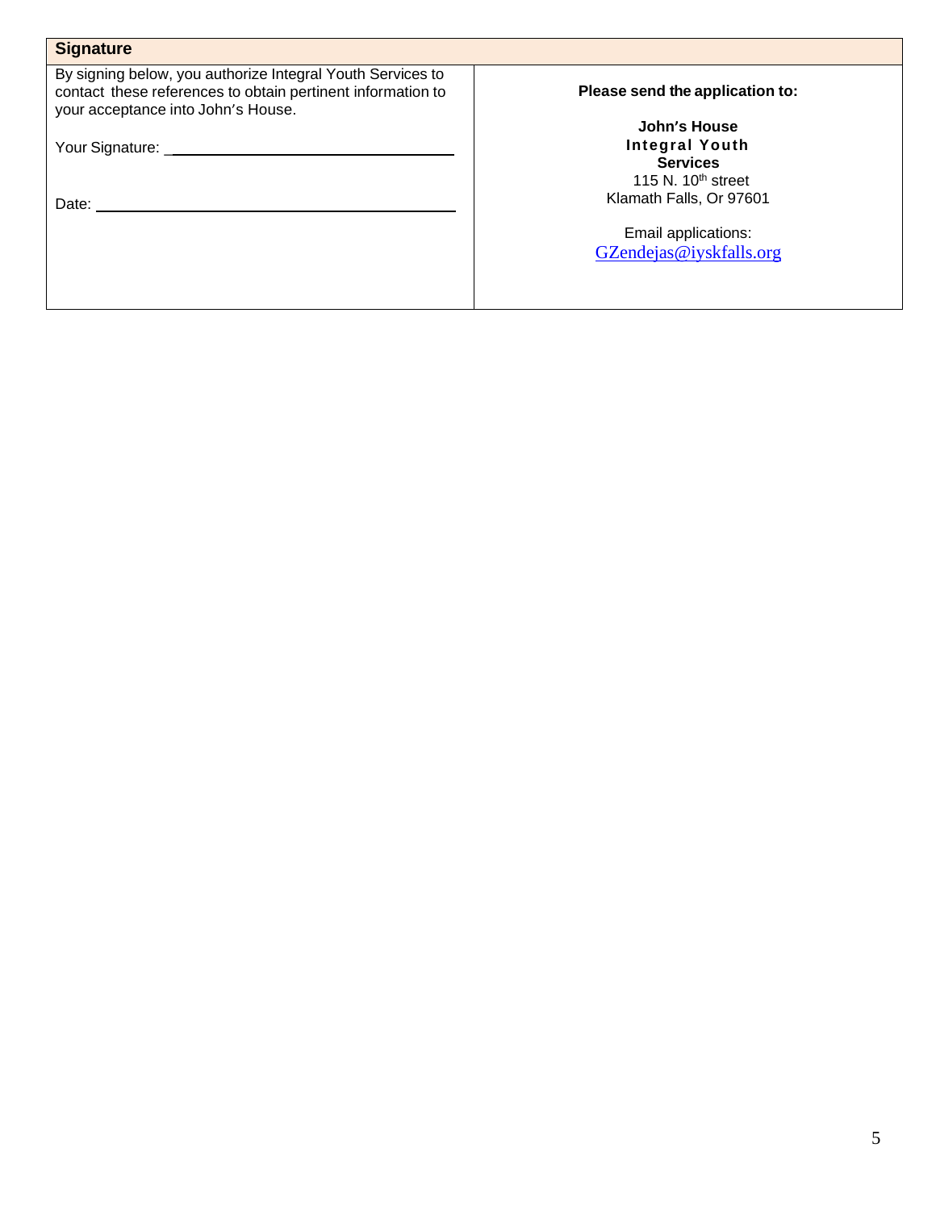## Signature

| By signing below, you authorize Integral Youth Services to contact these references to obtain pertinent information to your acceptance into John's House.<br><br>Your Signature: ___________________________<br><br>Date: ___________________________ | **Please send the application to:**<br><br>**John's House**<br>**Integral Youth Services**<br>115 N. 10th street<br>Klamath Falls, Or 97601<br><br>Email applications:<br>GZendejas@iyskfalls.org |
| --- | --- |